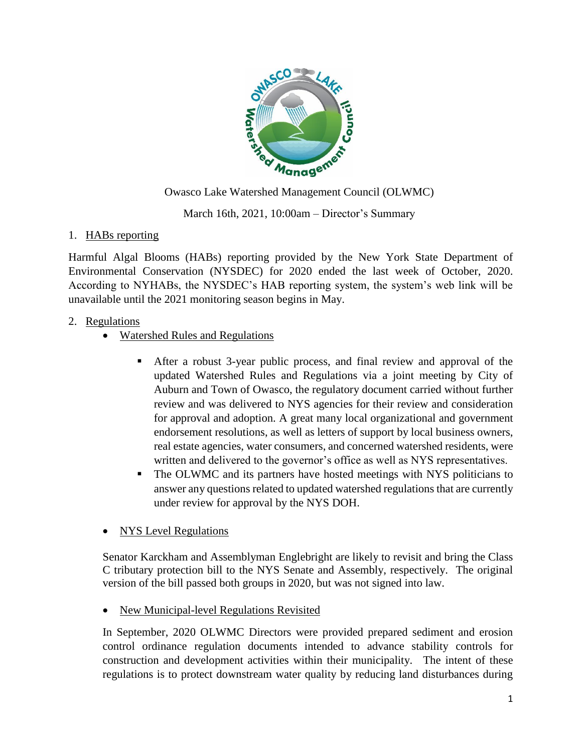Owasco Lake Watershed Management Council (OLWMC)

March 16th, 2021, 10:00am – Director's Summary

1. HABs reporting

Harmful Algal Blooms (HABs) reporting provided by the New York State Department of Environmental Conservation (NYSDEC) for 2020 ended the last week of October, 2020. According to NYHABs, the NYSDEC's HAB reporting system, the system's web link will be unavailable until the 2021 monitoring season begins in May.

2. Regulations

- Watershed Rules and Regulations
  - After a robust 3-year public process, and final review and approval of the updated Watershed Rules and Regulations via a joint meeting by City of Auburn and Town of Owasco, the regulatory document carried without further review and was delivered to NYS agencies for their review and consideration for approval and adoption. A great many local organizational and government endorsement resolutions, as well as letters of support by local business owners, real estate agencies, water consumers, and concerned watershed residents, were written and delivered to the governor's office as well as NYS representatives.
  - The OLWMC and its partners have hosted meetings with NYS politicians to answer any questions related to updated watershed regulations that are currently under review for approval by the NYS DOH.

- NYS Level Regulations

  Senator Karckham and Assemblyman Englebright are likely to revisit and bring the Class C tributary protection bill to the NYS Senate and Assembly, respectively. The original version of the bill passed both groups in 2020, but was not signed into law.

- New Municipal-level Regulations Revisited

  In September, 2020 OLWMC Directors were provided prepared sediment and erosion control ordinance regulation documents intended to advance stability controls for construction and development activities within their municipality. The intent of these regulations is to protect downstream water quality by reducing land disturbances during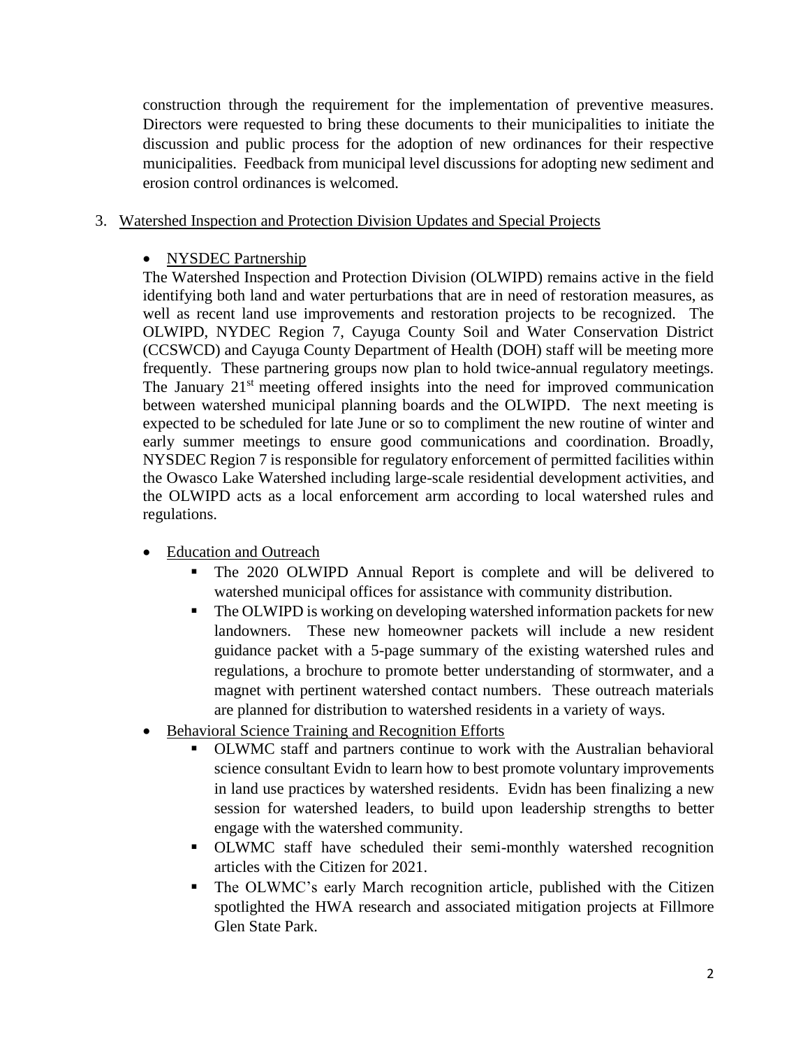construction through the requirement for the implementation of preventive measures. Directors were requested to bring these documents to their municipalities to initiate the discussion and public process for the adoption of new ordinances for their respective municipalities. Feedback from municipal level discussions for adopting new sediment and erosion control ordinances is welcomed.

3. Watershed Inspection and Protection Division Updates and Special Projects

- NYSDEC Partnership

The Watershed Inspection and Protection Division (OLWIPD) remains active in the field identifying both land and water perturbations that are in need of restoration measures, as well as recent land use improvements and restoration projects to be recognized. The OLWIPD, NYDEC Region 7, Cayuga County Soil and Water Conservation District (CCSWCD) and Cayuga County Department of Health (DOH) staff will be meeting more frequently. These partnering groups now plan to hold twice-annual regulatory meetings. The January 21st meeting offered insights into the need for improved communication between watershed municipal planning boards and the OLWIPD. The next meeting is expected to be scheduled for late June or so to compliment the new routine of winter and early summer meetings to ensure good communications and coordination. Broadly, NYSDEC Region 7 is responsible for regulatory enforcement of permitted facilities within the Owasco Lake Watershed including large-scale residential development activities, and the OLWIPD acts as a local enforcement arm according to local watershed rules and regulations.

- Education and Outreach
  - The 2020 OLWIPD Annual Report is complete and will be delivered to watershed municipal offices for assistance with community distribution.
  - The OLWIPD is working on developing watershed information packets for new landowners. These new homeowner packets will include a new resident guidance packet with a 5-page summary of the existing watershed rules and regulations, a brochure to promote better understanding of stormwater, and a magnet with pertinent watershed contact numbers. These outreach materials are planned for distribution to watershed residents in a variety of ways.
- Behavioral Science Training and Recognition Efforts
  - OLWMC staff and partners continue to work with the Australian behavioral science consultant Evidn to learn how to best promote voluntary improvements in land use practices by watershed residents. Evidn has been finalizing a new session for watershed leaders, to build upon leadership strengths to better engage with the watershed community.
  - OLWMC staff have scheduled their semi-monthly watershed recognition articles with the Citizen for 2021.
  - The OLWMC's early March recognition article, published with the Citizen spotlighted the HWA research and associated mitigation projects at Fillmore Glen State Park.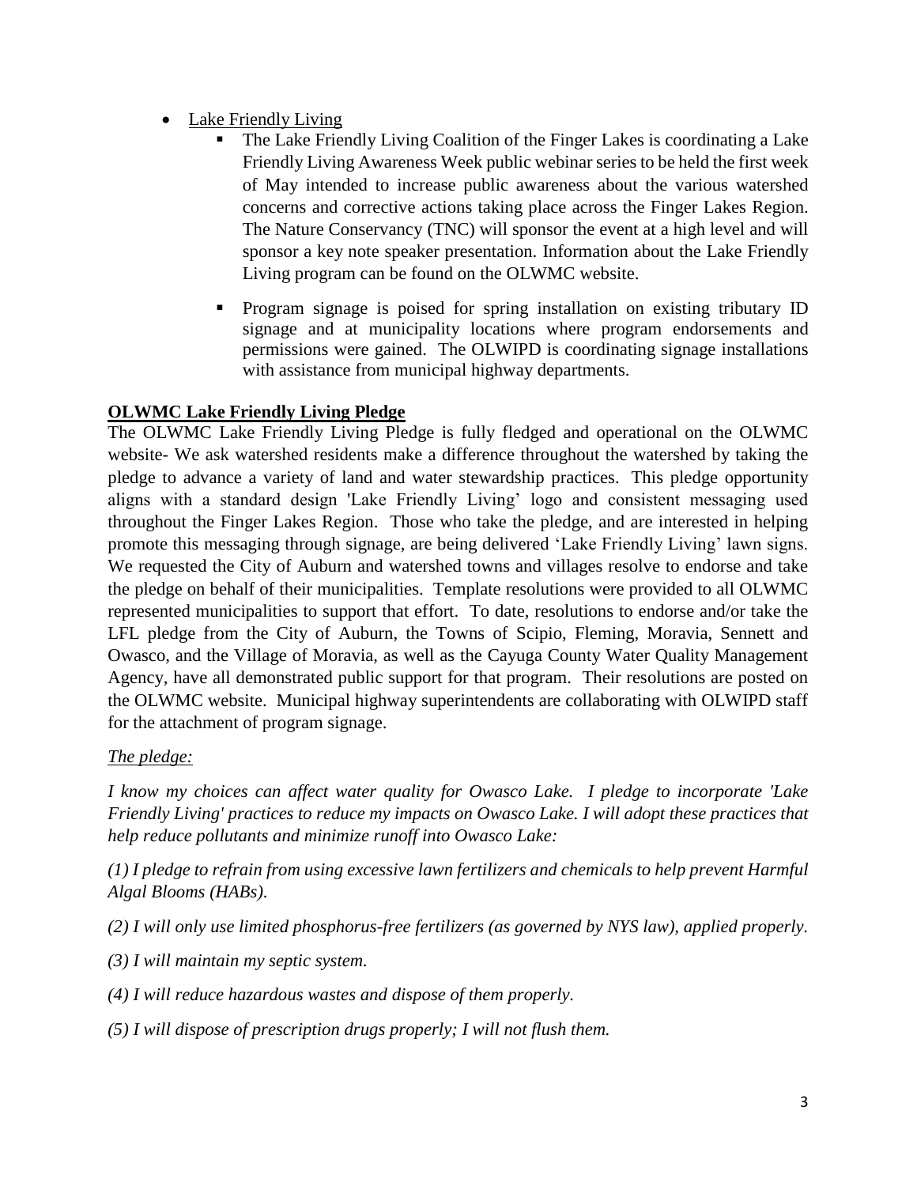- <u>Lake Friendly Living</u>
  - The Lake Friendly Living Coalition of the Finger Lakes is coordinating a Lake Friendly Living Awareness Week public webinar series to be held the first week of May intended to increase public awareness about the various watershed concerns and corrective actions taking place across the Finger Lakes Region. The Nature Conservancy (TNC) will sponsor the event at a high level and will sponsor a key note speaker presentation. Information about the Lake Friendly Living program can be found on the OLWMC website.
  - Program signage is poised for spring installation on existing tributary ID signage and at municipality locations where program endorsements and permissions were gained. The OLWIPD is coordinating signage installations with assistance from municipal highway departments.

**<u>OLWMC Lake Friendly Living Pledge</u>**

The OLWMC Lake Friendly Living Pledge is fully fledged and operational on the OLWMC website- We ask watershed residents make a difference throughout the watershed by taking the pledge to advance a variety of land and water stewardship practices. This pledge opportunity aligns with a standard design 'Lake Friendly Living' logo and consistent messaging used throughout the Finger Lakes Region. Those who take the pledge, and are interested in helping promote this messaging through signage, are being delivered 'Lake Friendly Living' lawn signs. We requested the City of Auburn and watershed towns and villages resolve to endorse and take the pledge on behalf of their municipalities. Template resolutions were provided to all OLWMC represented municipalities to support that effort. To date, resolutions to endorse and/or take the LFL pledge from the City of Auburn, the Towns of Scipio, Fleming, Moravia, Sennett and Owasco, and the Village of Moravia, as well as the Cayuga County Water Quality Management Agency, have all demonstrated public support for that program. Their resolutions are posted on the OLWMC website. Municipal highway superintendents are collaborating with OLWIPD staff for the attachment of program signage.

*<u>The pledge:</u>*

*I know my choices can affect water quality for Owasco Lake. I pledge to incorporate 'Lake Friendly Living' practices to reduce my impacts on Owasco Lake. I will adopt these practices that help reduce pollutants and minimize runoff into Owasco Lake:*

*(1) I pledge to refrain from using excessive lawn fertilizers and chemicals to help prevent Harmful Algal Blooms (HABs).*

*(2) I will only use limited phosphorus-free fertilizers (as governed by NYS law), applied properly.*

*(3) I will maintain my septic system.*

*(4) I will reduce hazardous wastes and dispose of them properly.*

*(5) I will dispose of prescription drugs properly; I will not flush them.*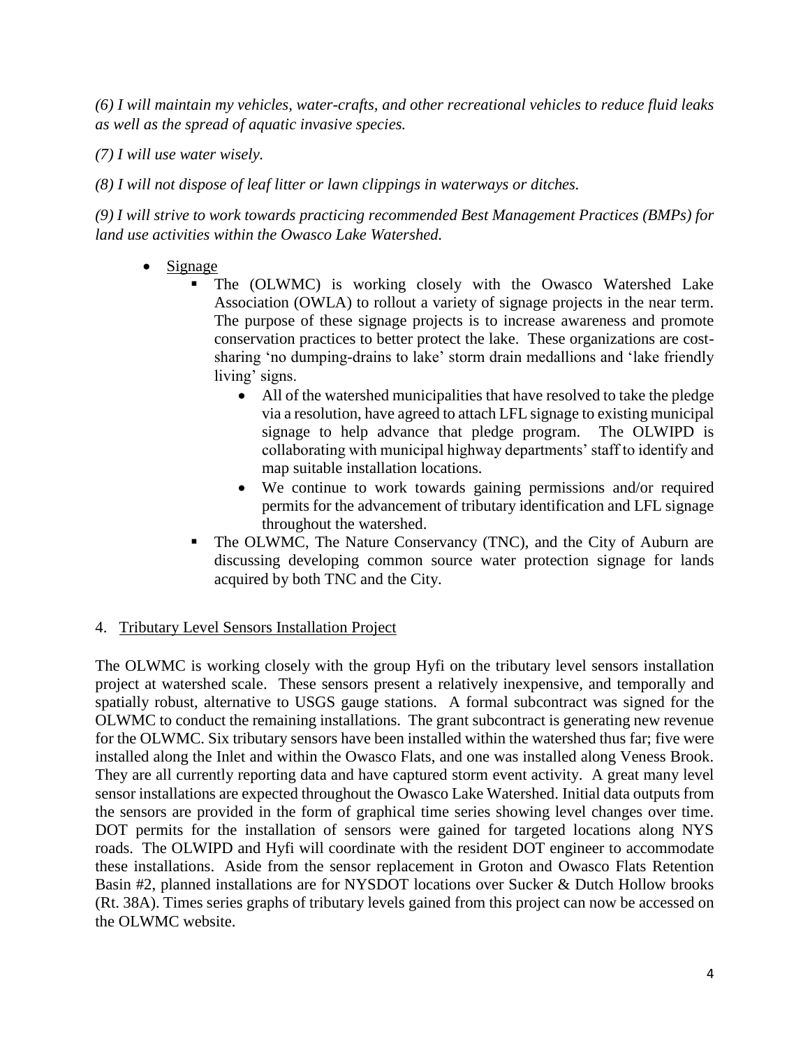*(6) I will maintain my vehicles, water-crafts, and other recreational vehicles to reduce fluid leaks as well as the spread of aquatic invasive species.*

*(7) I will use water wisely.*

*(8) I will not dispose of leaf litter or lawn clippings in waterways or ditches.*

*(9) I will strive to work towards practicing recommended Best Management Practices (BMPs) for land use activities within the Owasco Lake Watershed.*

- Signage
  - The (OLWMC) is working closely with the Owasco Watershed Lake Association (OWLA) to rollout a variety of signage projects in the near term. The purpose of these signage projects is to increase awareness and promote conservation practices to better protect the lake. These organizations are cost-sharing 'no dumping-drains to lake' storm drain medallions and 'lake friendly living' signs.
    - All of the watershed municipalities that have resolved to take the pledge via a resolution, have agreed to attach LFL signage to existing municipal signage to help advance that pledge program. The OLWIPD is collaborating with municipal highway departments' staff to identify and map suitable installation locations.
    - We continue to work towards gaining permissions and/or required permits for the advancement of tributary identification and LFL signage throughout the watershed.
  - The OLWMC, The Nature Conservancy (TNC), and the City of Auburn are discussing developing common source water protection signage for lands acquired by both TNC and the City.

4. Tributary Level Sensors Installation Project

The OLWMC is working closely with the group Hyfi on the tributary level sensors installation project at watershed scale. These sensors present a relatively inexpensive, and temporally and spatially robust, alternative to USGS gauge stations. A formal subcontract was signed for the OLWMC to conduct the remaining installations. The grant subcontract is generating new revenue for the OLWMC. Six tributary sensors have been installed within the watershed thus far; five were installed along the Inlet and within the Owasco Flats, and one was installed along Veness Brook. They are all currently reporting data and have captured storm event activity. A great many level sensor installations are expected throughout the Owasco Lake Watershed. Initial data outputs from the sensors are provided in the form of graphical time series showing level changes over time. DOT permits for the installation of sensors were gained for targeted locations along NYS roads. The OLWIPD and Hyfi will coordinate with the resident DOT engineer to accommodate these installations. Aside from the sensor replacement in Groton and Owasco Flats Retention Basin #2, planned installations are for NYSDOT locations over Sucker & Dutch Hollow brooks (Rt. 38A). Times series graphs of tributary levels gained from this project can now be accessed on the OLWMC website.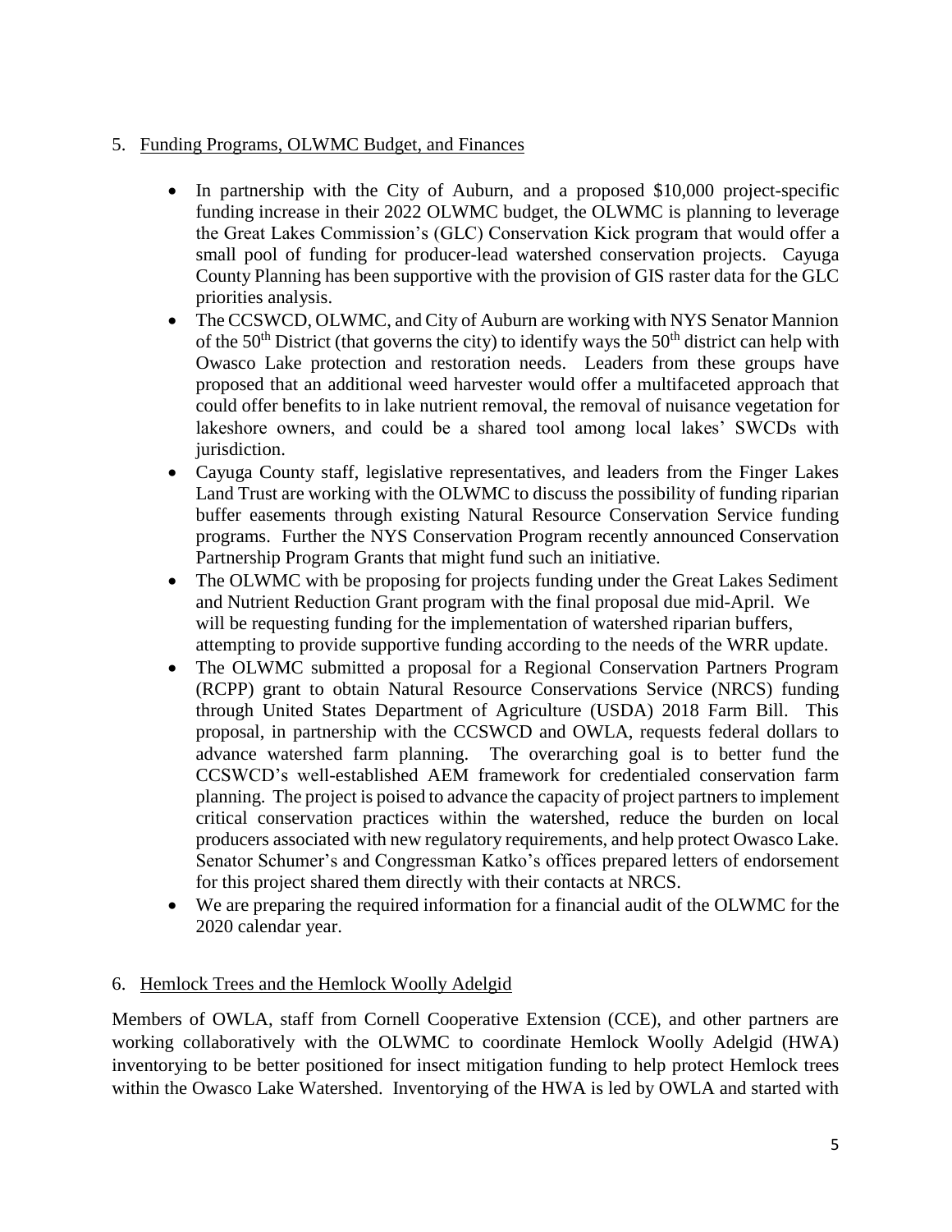5. Funding Programs, OLWMC Budget, and Finances

- In partnership with the City of Auburn, and a proposed $10,000 project-specific funding increase in their 2022 OLWMC budget, the OLWMC is planning to leverage the Great Lakes Commission's (GLC) Conservation Kick program that would offer a small pool of funding for producer-lead watershed conservation projects. Cayuga County Planning has been supportive with the provision of GIS raster data for the GLC priorities analysis.
- The CCSWCD, OLWMC, and City of Auburn are working with NYS Senator Mannion of the 50th District (that governs the city) to identify ways the 50th district can help with Owasco Lake protection and restoration needs. Leaders from these groups have proposed that an additional weed harvester would offer a multifaceted approach that could offer benefits to in lake nutrient removal, the removal of nuisance vegetation for lakeshore owners, and could be a shared tool among local lakes' SWCDs with jurisdiction.
- Cayuga County staff, legislative representatives, and leaders from the Finger Lakes Land Trust are working with the OLWMC to discuss the possibility of funding riparian buffer easements through existing Natural Resource Conservation Service funding programs. Further the NYS Conservation Program recently announced Conservation Partnership Program Grants that might fund such an initiative.
- The OLWMC with be proposing for projects funding under the Great Lakes Sediment and Nutrient Reduction Grant program with the final proposal due mid-April. We will be requesting funding for the implementation of watershed riparian buffers, attempting to provide supportive funding according to the needs of the WRR update.
- The OLWMC submitted a proposal for a Regional Conservation Partners Program (RCPP) grant to obtain Natural Resource Conservations Service (NRCS) funding through United States Department of Agriculture (USDA) 2018 Farm Bill. This proposal, in partnership with the CCSWCD and OWLA, requests federal dollars to advance watershed farm planning. The overarching goal is to better fund the CCSWCD's well-established AEM framework for credentialed conservation farm planning. The project is poised to advance the capacity of project partners to implement critical conservation practices within the watershed, reduce the burden on local producers associated with new regulatory requirements, and help protect Owasco Lake. Senator Schumer's and Congressman Katko's offices prepared letters of endorsement for this project shared them directly with their contacts at NRCS.
- We are preparing the required information for a financial audit of the OLWMC for the 2020 calendar year.

6. Hemlock Trees and the Hemlock Woolly Adelgid

Members of OWLA, staff from Cornell Cooperative Extension (CCE), and other partners are working collaboratively with the OLWMC to coordinate Hemlock Woolly Adelgid (HWA) inventorying to be better positioned for insect mitigation funding to help protect Hemlock trees within the Owasco Lake Watershed. Inventorying of the HWA is led by OWLA and started with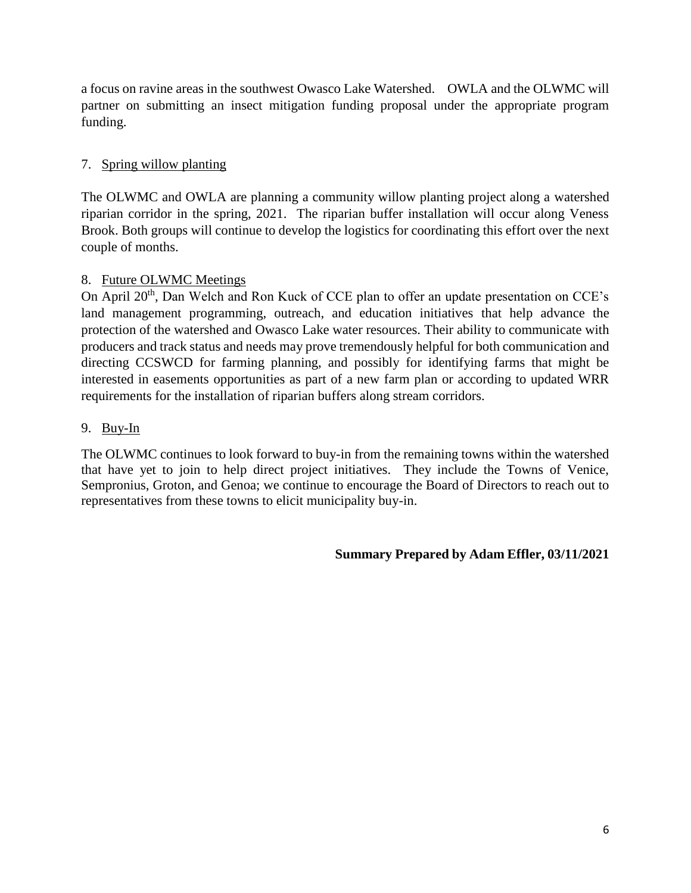a focus on ravine areas in the southwest Owasco Lake Watershed. OWLA and the OLWMC will partner on submitting an insect mitigation funding proposal under the appropriate program funding.

7. Spring willow planting

The OLWMC and OWLA are planning a community willow planting project along a watershed riparian corridor in the spring, 2021. The riparian buffer installation will occur along Veness Brook. Both groups will continue to develop the logistics for coordinating this effort over the next couple of months.

8. Future OLWMC Meetings

On April 20th, Dan Welch and Ron Kuck of CCE plan to offer an update presentation on CCE's land management programming, outreach, and education initiatives that help advance the protection of the watershed and Owasco Lake water resources. Their ability to communicate with producers and track status and needs may prove tremendously helpful for both communication and directing CCSWCD for farming planning, and possibly for identifying farms that might be interested in easements opportunities as part of a new farm plan or according to updated WRR requirements for the installation of riparian buffers along stream corridors.

9. Buy-In

The OLWMC continues to look forward to buy-in from the remaining towns within the watershed that have yet to join to help direct project initiatives. They include the Towns of Venice, Sempronius, Groton, and Genoa; we continue to encourage the Board of Directors to reach out to representatives from these towns to elicit municipality buy-in.

**Summary Prepared by Adam Effler, 03/11/2021**